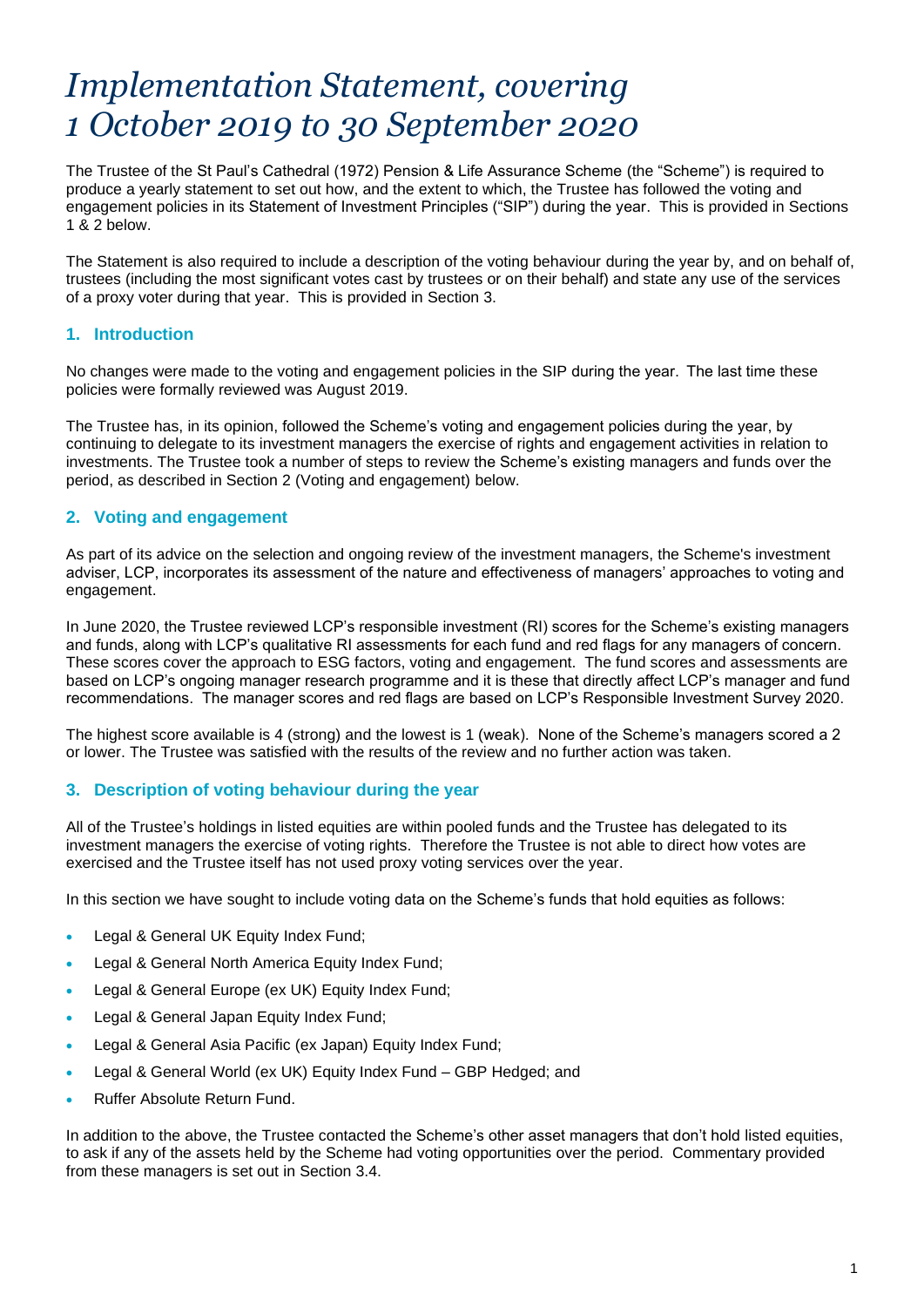# *Implementation Statement, covering 1 October 2019 to 30 September 2020*

The Trustee of the St Paul's Cathedral (1972) Pension & Life Assurance Scheme (the "Scheme") is required to produce a yearly statement to set out how, and the extent to which, the Trustee has followed the voting and engagement policies in its Statement of Investment Principles ("SIP") during the year. This is provided in Sections 1 & 2 below.

The Statement is also required to include a description of the voting behaviour during the year by, and on behalf of, trustees (including the most significant votes cast by trustees or on their behalf) and state any use of the services of a proxy voter during that year. This is provided in Section 3.

## 1. Introduction

No changes were made to the voting and engagement policies in the SIP during the year. The last time these policies were formally reviewed was August 2019.

The Trustee has, in its opinion, followed the Scheme's voting and engagement policies during the year, by continuing to delegate to its investment managers the exercise of rights and engagement activities in relation to investments. The Trustee took a number of steps to review the Scheme's existing managers and funds over the period, as described in Section 2 (Voting and engagement) below.

## 2. Voting and engagement

As part of its advice on the selection and ongoing review of the investment managers, the Scheme's investment adviser, LCP, incorporates its assessment of the nature and effectiveness of managers' approaches to voting and engagement.

In June 2020, the Trustee reviewed LCP's responsible investment (RI) scores for the Scheme's existing managers and funds, along with LCP's qualitative RI assessments for each fund and red flags for any managers of concern. These scores cover the approach to ESG factors, voting and engagement. The fund scores and assessments are based on LCP's ongoing manager research programme and it is these that directly affect LCP's manager and fund recommendations. The manager scores and red flags are based on LCP's Responsible Investment Survey 2020.

The highest score available is 4 (strong) and the lowest is 1 (weak). None of the Scheme's managers scored a 2 or lower. The Trustee was satisfied with the results of the review and no further action was taken.

## 3. Description of voting behaviour during the year

All of the Trustee's holdings in listed equities are within pooled funds and the Trustee has delegated to its investment managers the exercise of voting rights. Therefore the Trustee is not able to direct how votes are exercised and the Trustee itself has not used proxy voting services over the year.

In this section we have sought to include voting data on the Scheme's funds that hold equities as follows:

- Legal & General UK Equity Index Fund;
- Legal & General North America Equity Index Fund;
- Legal & General Europe (ex UK) Equity Index Fund;
- Legal & General Japan Equity Index Fund;
- Legal & General Asia Pacific (ex Japan) Equity Index Fund;
- Legal & General World (ex UK) Equity Index Fund – GBP Hedged; and
- Ruffer Absolute Return Fund.

In addition to the above, the Trustee contacted the Scheme's other asset managers that don't hold listed equities, to ask if any of the assets held by the Scheme had voting opportunities over the period. Commentary provided from these managers is set out in Section 3.4.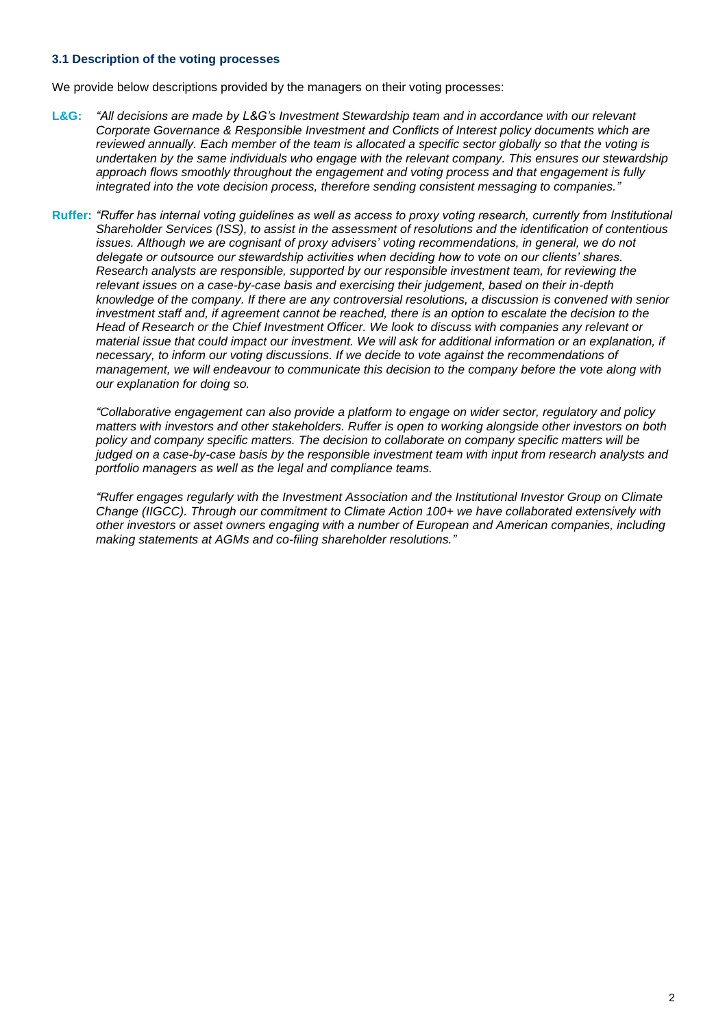### 3.1 Description of the voting processes

We provide below descriptions provided by the managers on their voting processes:

**L&G:** *"All decisions are made by L&G's Investment Stewardship team and in accordance with our relevant Corporate Governance & Responsible Investment and Conflicts of Interest policy documents which are reviewed annually. Each member of the team is allocated a specific sector globally so that the voting is undertaken by the same individuals who engage with the relevant company. This ensures our stewardship approach flows smoothly throughout the engagement and voting process and that engagement is fully integrated into the vote decision process, therefore sending consistent messaging to companies."*

**Ruffer:** *"Ruffer has internal voting guidelines as well as access to proxy voting research, currently from Institutional Shareholder Services (ISS), to assist in the assessment of resolutions and the identification of contentious issues. Although we are cognisant of proxy advisers' voting recommendations, in general, we do not delegate or outsource our stewardship activities when deciding how to vote on our clients' shares. Research analysts are responsible, supported by our responsible investment team, for reviewing the relevant issues on a case-by-case basis and exercising their judgement, based on their in-depth knowledge of the company. If there are any controversial resolutions, a discussion is convened with senior investment staff and, if agreement cannot be reached, there is an option to escalate the decision to the Head of Research or the Chief Investment Officer. We look to discuss with companies any relevant or material issue that could impact our investment. We will ask for additional information or an explanation, if necessary, to inform our voting discussions. If we decide to vote against the recommendations of management, we will endeavour to communicate this decision to the company before the vote along with our explanation for doing so.*

*"Collaborative engagement can also provide a platform to engage on wider sector, regulatory and policy matters with investors and other stakeholders. Ruffer is open to working alongside other investors on both policy and company specific matters. The decision to collaborate on company specific matters will be judged on a case-by-case basis by the responsible investment team with input from research analysts and portfolio managers as well as the legal and compliance teams.*

*"Ruffer engages regularly with the Investment Association and the Institutional Investor Group on Climate Change (IIGCC). Through our commitment to Climate Action 100+ we have collaborated extensively with other investors or asset owners engaging with a number of European and American companies, including making statements at AGMs and co-filing shareholder resolutions."*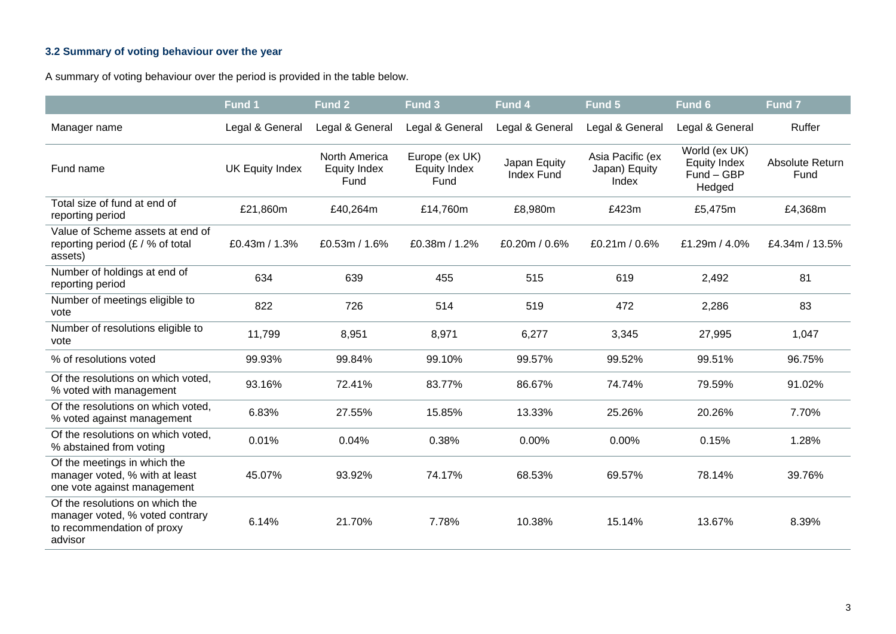### 3.2 Summary of voting behaviour over the year

A summary of voting behaviour over the period is provided in the table below.

| | Fund 1 | Fund 2 | Fund 3 | Fund 4 | Fund 5 | Fund 6 | Fund 7 |
|---|---|---|---|---|---|---|---|
| Manager name | Legal & General | Legal & General | Legal & General | Legal & General | Legal & General | Legal & General | Ruffer |
| Fund name | UK Equity Index | North America Equity Index Fund | Europe (ex UK) Equity Index Fund | Japan Equity Index Fund | Asia Pacific (ex Japan) Equity Index | World (ex UK) Equity Index Fund – GBP Hedged | Absolute Return Fund |
| Total size of fund at end of reporting period | £21,860m | £40,264m | £14,760m | £8,980m | £423m | £5,475m | £4,368m |
| Value of Scheme assets at end of reporting period (£ / % of total assets) | £0.43m / 1.3% | £0.53m / 1.6% | £0.38m / 1.2% | £0.20m / 0.6% | £0.21m / 0.6% | £1.29m / 4.0% | £4.34m / 13.5% |
| Number of holdings at end of reporting period | 634 | 639 | 455 | 515 | 619 | 2,492 | 81 |
| Number of meetings eligible to vote | 822 | 726 | 514 | 519 | 472 | 2,286 | 83 |
| Number of resolutions eligible to vote | 11,799 | 8,951 | 8,971 | 6,277 | 3,345 | 27,995 | 1,047 |
| % of resolutions voted | 99.93% | 99.84% | 99.10% | 99.57% | 99.52% | 99.51% | 96.75% |
| Of the resolutions on which voted, % voted with management | 93.16% | 72.41% | 83.77% | 86.67% | 74.74% | 79.59% | 91.02% |
| Of the resolutions on which voted, % voted against management | 6.83% | 27.55% | 15.85% | 13.33% | 25.26% | 20.26% | 7.70% |
| Of the resolutions on which voted, % abstained from voting | 0.01% | 0.04% | 0.38% | 0.00% | 0.00% | 0.15% | 1.28% |
| Of the meetings in which the manager voted, % with at least one vote against management | 45.07% | 93.92% | 74.17% | 68.53% | 69.57% | 78.14% | 39.76% |
| Of the resolutions on which the manager voted, % voted contrary to recommendation of proxy advisor | 6.14% | 21.70% | 7.78% | 10.38% | 15.14% | 13.67% | 8.39% |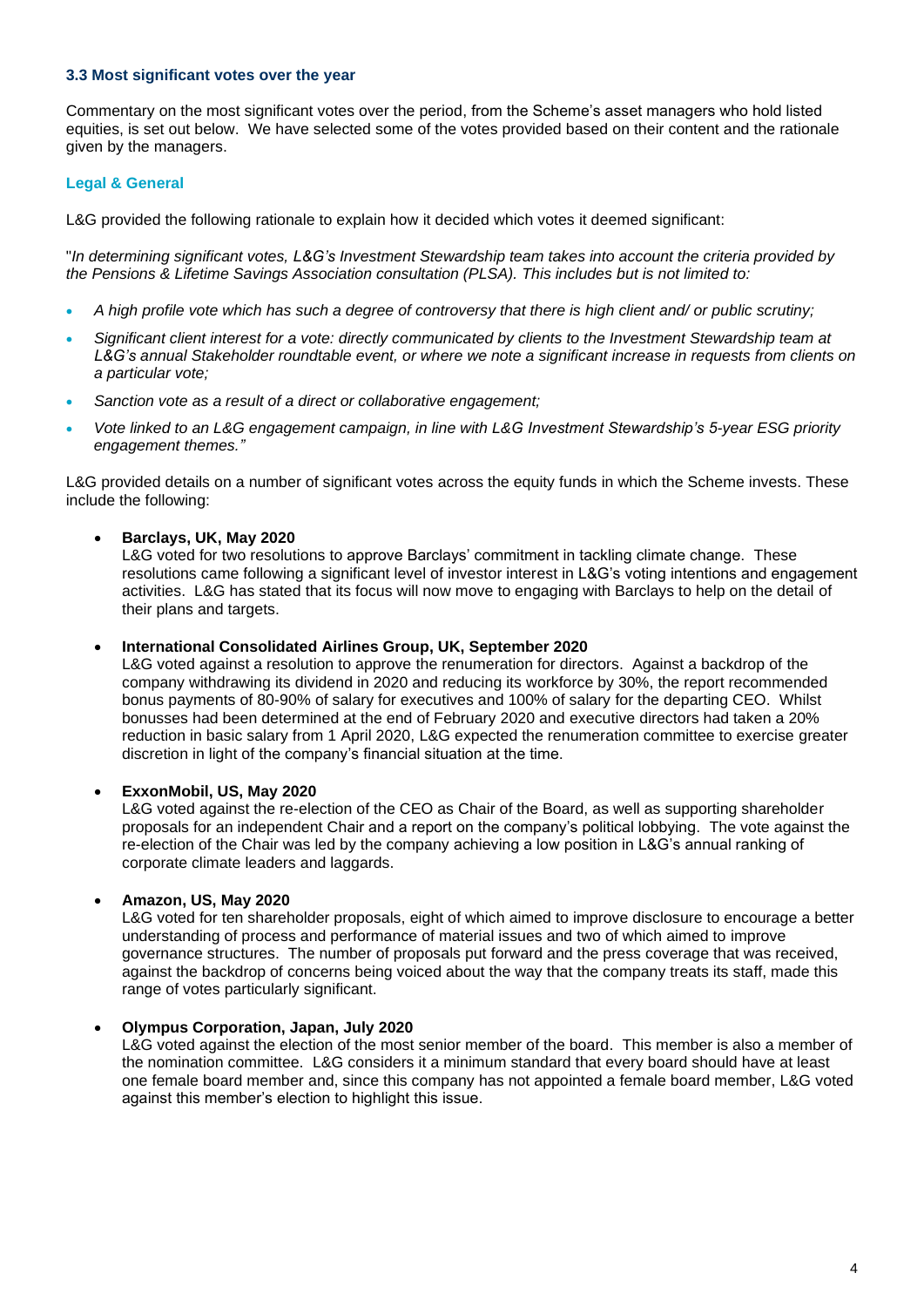### 3.3 Most significant votes over the year

Commentary on the most significant votes over the period, from the Scheme's asset managers who hold listed equities, is set out below. We have selected some of the votes provided based on their content and the rationale given by the managers.

#### Legal & General

L&G provided the following rationale to explain how it decided which votes it deemed significant:

"*In determining significant votes, L&G's Investment Stewardship team takes into account the criteria provided by the Pensions & Lifetime Savings Association consultation (PLSA). This includes but is not limited to:*

- *A high profile vote which has such a degree of controversy that there is high client and/ or public scrutiny;*
- *Significant client interest for a vote: directly communicated by clients to the Investment Stewardship team at L&G's annual Stakeholder roundtable event, or where we note a significant increase in requests from clients on a particular vote;*
- *Sanction vote as a result of a direct or collaborative engagement;*
- *Vote linked to an L&G engagement campaign, in line with L&G Investment Stewardship's 5-year ESG priority engagement themes."*

L&G provided details on a number of significant votes across the equity funds in which the Scheme invests. These include the following:

- **Barclays, UK, May 2020**
  L&G voted for two resolutions to approve Barclays' commitment in tackling climate change. These resolutions came following a significant level of investor interest in L&G's voting intentions and engagement activities. L&G has stated that its focus will now move to engaging with Barclays to help on the detail of their plans and targets.

- **International Consolidated Airlines Group, UK, September 2020**
  L&G voted against a resolution to approve the renumeration for directors. Against a backdrop of the company withdrawing its dividend in 2020 and reducing its workforce by 30%, the report recommended bonus payments of 80-90% of salary for executives and 100% of salary for the departing CEO. Whilst bonusses had been determined at the end of February 2020 and executive directors had taken a 20% reduction in basic salary from 1 April 2020, L&G expected the renumeration committee to exercise greater discretion in light of the company's financial situation at the time.

- **ExxonMobil, US, May 2020**
  L&G voted against the re-election of the CEO as Chair of the Board, as well as supporting shareholder proposals for an independent Chair and a report on the company's political lobbying. The vote against the re-election of the Chair was led by the company achieving a low position in L&G's annual ranking of corporate climate leaders and laggards.

- **Amazon, US, May 2020**
  L&G voted for ten shareholder proposals, eight of which aimed to improve disclosure to encourage a better understanding of process and performance of material issues and two of which aimed to improve governance structures. The number of proposals put forward and the press coverage that was received, against the backdrop of concerns being voiced about the way that the company treats its staff, made this range of votes particularly significant.

- **Olympus Corporation, Japan, July 2020**
  L&G voted against the election of the most senior member of the board. This member is also a member of the nomination committee. L&G considers it a minimum standard that every board should have at least one female board member and, since this company has not appointed a female board member, L&G voted against this member's election to highlight this issue.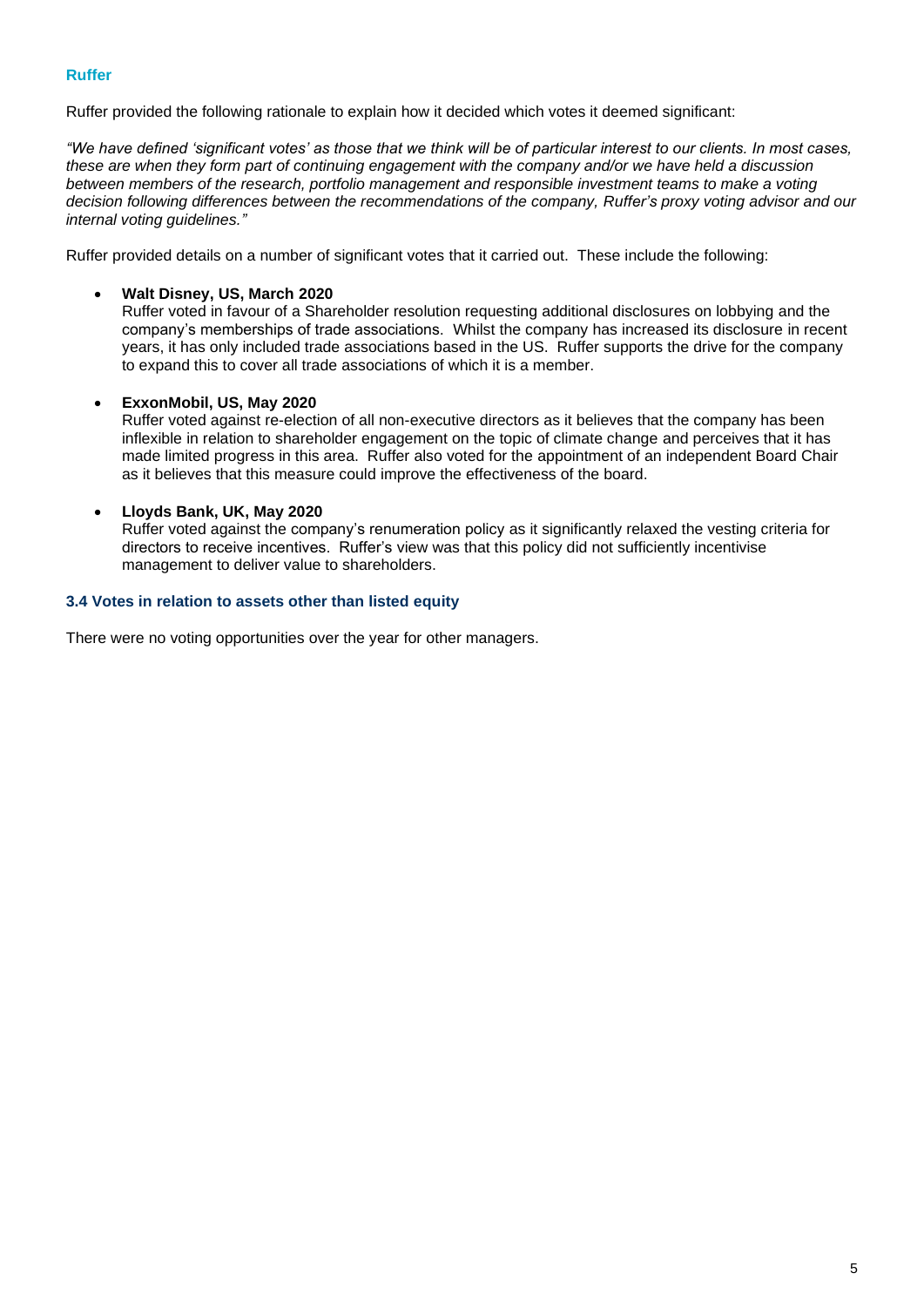### Ruffer

Ruffer provided the following rationale to explain how it decided which votes it deemed significant:

*"We have defined 'significant votes' as those that we think will be of particular interest to our clients. In most cases, these are when they form part of continuing engagement with the company and/or we have held a discussion between members of the research, portfolio management and responsible investment teams to make a voting decision following differences between the recommendations of the company, Ruffer's proxy voting advisor and our internal voting guidelines."*

Ruffer provided details on a number of significant votes that it carried out. These include the following:

- **Walt Disney, US, March 2020**
  Ruffer voted in favour of a Shareholder resolution requesting additional disclosures on lobbying and the company's memberships of trade associations. Whilst the company has increased its disclosure in recent years, it has only included trade associations based in the US. Ruffer supports the drive for the company to expand this to cover all trade associations of which it is a member.

- **ExxonMobil, US, May 2020**
  Ruffer voted against re-election of all non-executive directors as it believes that the company has been inflexible in relation to shareholder engagement on the topic of climate change and perceives that it has made limited progress in this area. Ruffer also voted for the appointment of an independent Board Chair as it believes that this measure could improve the effectiveness of the board.

- **Lloyds Bank, UK, May 2020**
  Ruffer voted against the company's renumeration policy as it significantly relaxed the vesting criteria for directors to receive incentives. Ruffer's view was that this policy did not sufficiently incentivise management to deliver value to shareholders.

### 3.4 Votes in relation to assets other than listed equity

There were no voting opportunities over the year for other managers.